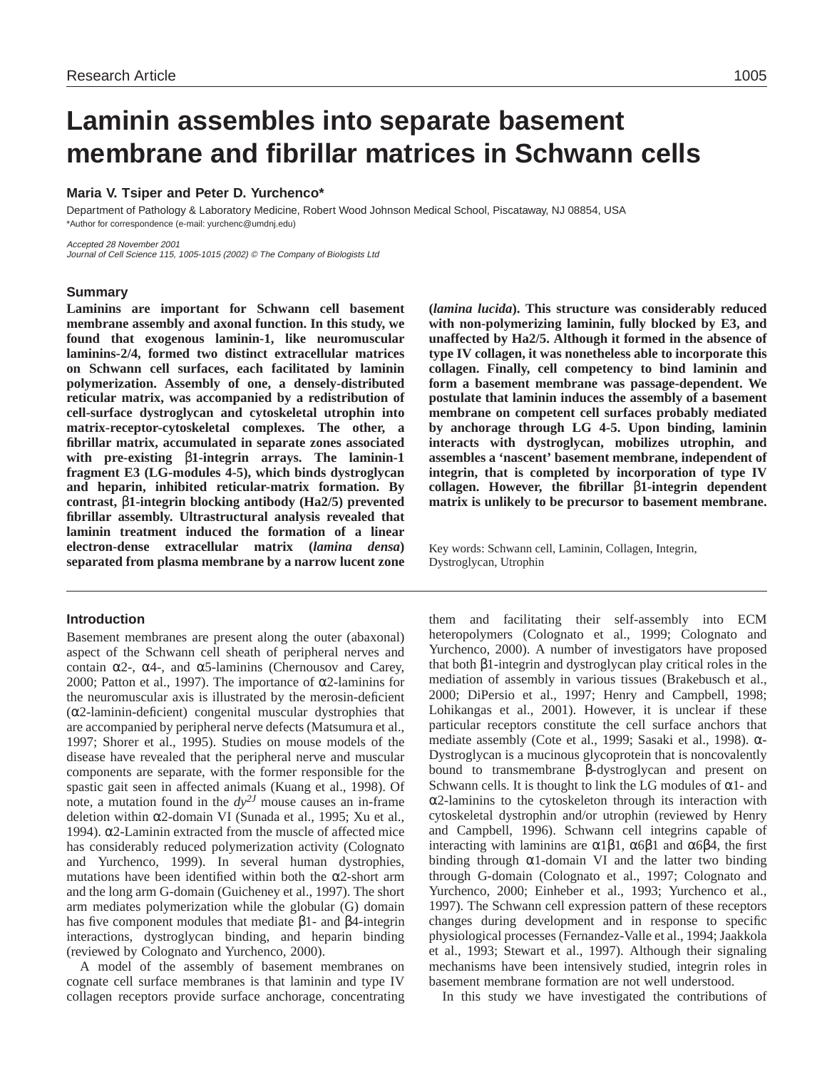# Laminin assembles into separate basement membrane and fibrillar matrices in Schwann cells

**Maria V. Tsiper and Peter D. Yurchenco***

Department of Pathology & Laboratory Medicine, Robert Wood Johnson Medical School, Piscataway, NJ 08854, USA
*Author for correspondence (e-mail: yurchenc@umdnj.edu)

*Accepted 28 November 2001*
*Journal of Cell Science 115, 1005-1015 (2002) © The Company of Biologists Ltd*

## Summary

**Laminins are important for Schwann cell basement membrane assembly and axonal function. In this study, we found that exogenous laminin-1, like neuromuscular laminins-2/4, formed two distinct extracellular matrices on Schwann cell surfaces, each facilitated by laminin polymerization. Assembly of one, a densely-distributed reticular matrix, was accompanied by a redistribution of cell-surface dystroglycan and cytoskeletal utrophin into matrix-receptor-cytoskeletal complexes. The other, a fibrillar matrix, accumulated in separate zones associated with pre-existing β1-integrin arrays. The laminin-1 fragment E3 (LG-modules 4-5), which binds dystroglycan and heparin, inhibited reticular-matrix formation. By contrast, β1-integrin blocking antibody (Ha2/5) prevented fibrillar assembly. Ultrastructural analysis revealed that laminin treatment induced the formation of a linear electron-dense extracellular matrix (*lamina densa*) separated from plasma membrane by a narrow lucent zone (*lamina lucida*). This structure was considerably reduced with non-polymerizing laminin, fully blocked by E3, and unaffected by Ha2/5. Although it formed in the absence of type IV collagen, it was nonetheless able to incorporate this collagen. Finally, cell competency to bind laminin and form a basement membrane was passage-dependent. We postulate that laminin induces the assembly of a basement membrane on competent cell surfaces probably mediated by anchorage through LG 4-5. Upon binding, laminin interacts with dystroglycan, mobilizes utrophin, and assembles a 'nascent' basement membrane, independent of integrin, that is completed by incorporation of type IV collagen. However, the fibrillar β1-integrin dependent matrix is unlikely to be precursor to basement membrane.**

Key words: Schwann cell, Laminin, Collagen, Integrin, Dystroglycan, Utrophin

## Introduction

Basement membranes are present along the outer (abaxonal) aspect of the Schwann cell sheath of peripheral nerves and contain α2-, α4-, and α5-laminins (Chernousov and Carey, 2000; Patton et al., 1997). The importance of α2-laminins for the neuromuscular axis is illustrated by the merosin-deficient (α2-laminin-deficient) congenital muscular dystrophies that are accompanied by peripheral nerve defects (Matsumura et al., 1997; Shorer et al., 1995). Studies on mouse models of the disease have revealed that the peripheral nerve and muscular components are separate, with the former responsible for the spastic gait seen in affected animals (Kuang et al., 1998). Of note, a mutation found in the *dy*$^{2J}$ mouse causes an in-frame deletion within α2-domain VI (Sunada et al., 1995; Xu et al., 1994). α2-Laminin extracted from the muscle of affected mice has considerably reduced polymerization activity (Colognato and Yurchenco, 1999). In several human dystrophies, mutations have been identified within both the α2-short arm and the long arm G-domain (Guicheney et al., 1997). The short arm mediates polymerization while the globular (G) domain has five component modules that mediate β1- and β4-integrin interactions, dystroglycan binding, and heparin binding (reviewed by Colognato and Yurchenco, 2000).

A model of the assembly of basement membranes on cognate cell surface membranes is that laminin and type IV collagen receptors provide surface anchorage, concentrating them and facilitating their self-assembly into ECM heteropolymers (Colognato et al., 1999; Colognato and Yurchenco, 2000). A number of investigators have proposed that both β1-integrin and dystroglycan play critical roles in the mediation of assembly in various tissues (Brakebusch et al., 2000; DiPersio et al., 1997; Henry and Campbell, 1998; Lohikangas et al., 2001). However, it is unclear if these particular receptors constitute the cell surface anchors that mediate assembly (Cote et al., 1999; Sasaki et al., 1998). α-Dystroglycan is a mucinous glycoprotein that is noncovalently bound to transmembrane β-dystroglycan and present on Schwann cells. It is thought to link the LG modules of α1- and α2-laminins to the cytoskeleton through its interaction with cytoskeletal dystrophin and/or utrophin (reviewed by Henry and Campbell, 1996). Schwann cell integrins capable of interacting with laminins are α1β1, α6β1 and α6β4, the first binding through α1-domain VI and the latter two binding through G-domain (Colognato et al., 1997; Colognato and Yurchenco, 2000; Einheber et al., 1993; Yurchenco et al., 1997). The Schwann cell expression pattern of these receptors changes during development and in response to specific physiological processes (Fernandez-Valle et al., 1994; Jaakkola et al., 1993; Stewart et al., 1997). Although their signaling mechanisms have been intensively studied, integrin roles in basement membrane formation are not well understood.

In this study we have investigated the contributions of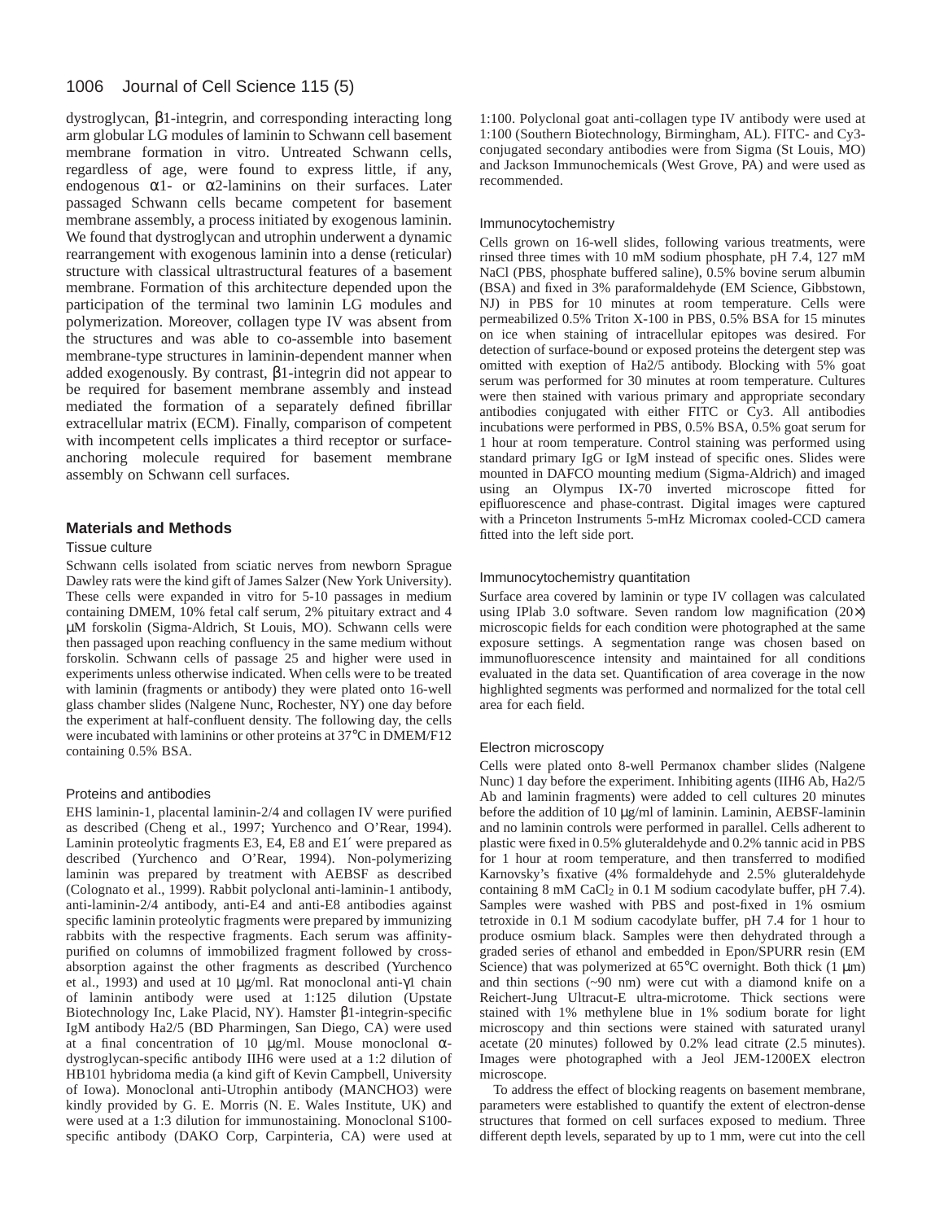dystroglycan, β1-integrin, and corresponding interacting long arm globular LG modules of laminin to Schwann cell basement membrane formation in vitro. Untreated Schwann cells, regardless of age, were found to express little, if any, endogenous α1- or α2-laminins on their surfaces. Later passaged Schwann cells became competent for basement membrane assembly, a process initiated by exogenous laminin. We found that dystroglycan and utrophin underwent a dynamic rearrangement with exogenous laminin into a dense (reticular) structure with classical ultrastructural features of a basement membrane. Formation of this architecture depended upon the participation of the terminal two laminin LG modules and polymerization. Moreover, collagen type IV was absent from the structures and was able to co-assemble into basement membrane-type structures in laminin-dependent manner when added exogenously. By contrast, β1-integrin did not appear to be required for basement membrane assembly and instead mediated the formation of a separately defined fibrillar extracellular matrix (ECM). Finally, comparison of competent with incompetent cells implicates a third receptor or surface-anchoring molecule required for basement membrane assembly on Schwann cell surfaces.

## Materials and Methods

### Tissue culture

Schwann cells isolated from sciatic nerves from newborn Sprague Dawley rats were the kind gift of James Salzer (New York University). These cells were expanded in vitro for 5-10 passages in medium containing DMEM, 10% fetal calf serum, 2% pituitary extract and 4 μM forskolin (Sigma-Aldrich, St Louis, MO). Schwann cells were then passaged upon reaching confluency in the same medium without forskolin. Schwann cells of passage 25 and higher were used in experiments unless otherwise indicated. When cells were to be treated with laminin (fragments or antibody) they were plated onto 16-well glass chamber slides (Nalgene Nunc, Rochester, NY) one day before the experiment at half-confluent density. The following day, the cells were incubated with laminins or other proteins at 37°C in DMEM/F12 containing 0.5% BSA.

### Proteins and antibodies

EHS laminin-1, placental laminin-2/4 and collagen IV were purified as described (Cheng et al., 1997; Yurchenco and O'Rear, 1994). Laminin proteolytic fragments E3, E4, E8 and E1′ were prepared as described (Yurchenco and O'Rear, 1994). Non-polymerizing laminin was prepared by treatment with AEBSF as described (Colognato et al., 1999). Rabbit polyclonal anti-laminin-1 antibody, anti-laminin-2/4 antibody, anti-E4 and anti-E8 antibodies against specific laminin proteolytic fragments were prepared by immunizing rabbits with the respective fragments. Each serum was affinity-purified on columns of immobilized fragment followed by cross-absorption against the other fragments as described (Yurchenco et al., 1993) and used at 10 μg/ml. Rat monoclonal anti-γ1 chain of laminin antibody were used at 1:125 dilution (Upstate Biotechnology Inc, Lake Placid, NY). Hamster β1-integrin-specific IgM antibody Ha2/5 (BD Pharmingen, San Diego, CA) were used at a final concentration of 10 μg/ml. Mouse monoclonal α-dystroglycan-specific antibody IIH6 were used at a 1:2 dilution of HB101 hybridoma media (a kind gift of Kevin Campbell, University of Iowa). Monoclonal anti-Utrophin antibody (MANCHO3) were kindly provided by G. E. Morris (N. E. Wales Institute, UK) and were used at a 1:3 dilution for immunostaining. Monoclonal S100-specific antibody (DAKO Corp, Carpinteria, CA) were used at 1:100. Polyclonal goat anti-collagen type IV antibody were used at 1:100 (Southern Biotechnology, Birmingham, AL). FITC- and Cy3-conjugated secondary antibodies were from Sigma (St Louis, MO) and Jackson Immunochemicals (West Grove, PA) and were used as recommended.

### Immunocytochemistry

Cells grown on 16-well slides, following various treatments, were rinsed three times with 10 mM sodium phosphate, pH 7.4, 127 mM NaCl (PBS, phosphate buffered saline), 0.5% bovine serum albumin (BSA) and fixed in 3% paraformaldehyde (EM Science, Gibbstown, NJ) in PBS for 10 minutes at room temperature. Cells were permeabilized 0.5% Triton X-100 in PBS, 0.5% BSA for 15 minutes on ice when staining of intracellular epitopes was desired. For detection of surface-bound or exposed proteins the detergent step was omitted with exeption of Ha2/5 antibody. Blocking with 5% goat serum was performed for 30 minutes at room temperature. Cultures were then stained with various primary and appropriate secondary antibodies conjugated with either FITC or Cy3. All antibodies incubations were performed in PBS, 0.5% BSA, 0.5% goat serum for 1 hour at room temperature. Control staining was performed using standard primary IgG or IgM instead of specific ones. Slides were mounted in DAFCO mounting medium (Sigma-Aldrich) and imaged using an Olympus IX-70 inverted microscope fitted for epifluorescence and phase-contrast. Digital images were captured with a Princeton Instruments 5-mHz Micromax cooled-CCD camera fitted into the left side port.

### Immunocytochemistry quantitation

Surface area covered by laminin or type IV collagen was calculated using IPlab 3.0 software. Seven random low magnification (20×) microscopic fields for each condition were photographed at the same exposure settings. A segmentation range was chosen based on immunofluorescence intensity and maintained for all conditions evaluated in the data set. Quantification of area coverage in the now highlighted segments was performed and normalized for the total cell area for each field.

### Electron microscopy

Cells were plated onto 8-well Permanox chamber slides (Nalgene Nunc) 1 day before the experiment. Inhibiting agents (IIH6 Ab, Ha2/5 Ab and laminin fragments) were added to cell cultures 20 minutes before the addition of 10 μg/ml of laminin. Laminin, AEBSF-laminin and no laminin controls were performed in parallel. Cells adherent to plastic were fixed in 0.5% gluteraldehyde and 0.2% tannic acid in PBS for 1 hour at room temperature, and then transferred to modified Karnovsky's fixative (4% formaldehyde and 2.5% gluteraldehyde containing 8 mM $CaCl_2$ in 0.1 M sodium cacodylate buffer, pH 7.4). Samples were washed with PBS and post-fixed in 1% osmium tetroxide in 0.1 M sodium cacodylate buffer, pH 7.4 for 1 hour to produce osmium black. Samples were then dehydrated through a graded series of ethanol and embedded in Epon/SPURR resin (EM Science) that was polymerized at 65°C overnight. Both thick (1 μm) and thin sections (~90 nm) were cut with a diamond knife on a Reichert-Jung Ultracut-E ultra-microtome. Thick sections were stained with 1% methylene blue in 1% sodium borate for light microscopy and thin sections were stained with saturated uranyl acetate (20 minutes) followed by 0.2% lead citrate (2.5 minutes). Images were photographed with a Jeol JEM-1200EX electron microscope.

To address the effect of blocking reagents on basement membrane, parameters were established to quantify the extent of electron-dense structures that formed on cell surfaces exposed to medium. Three different depth levels, separated by up to 1 mm, were cut into the cell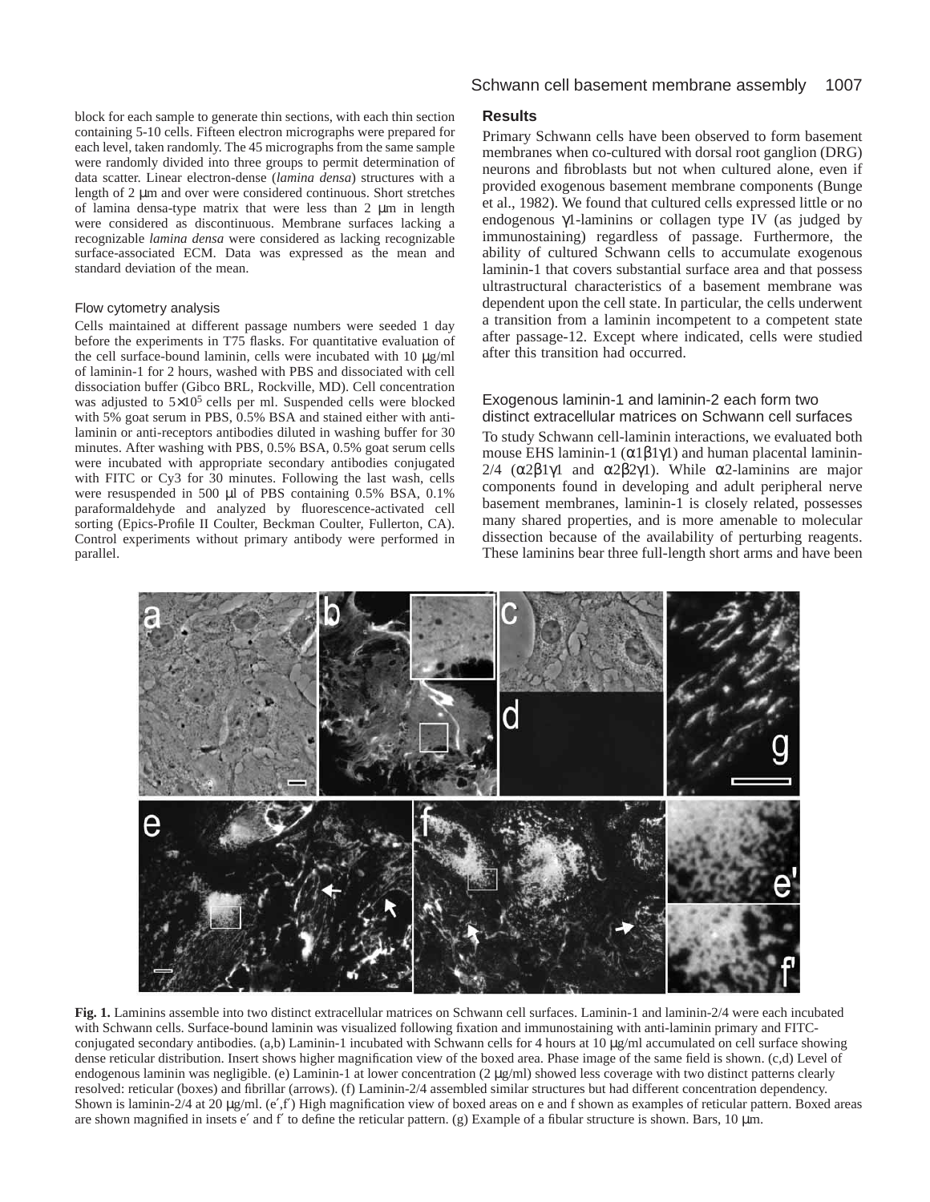block for each sample to generate thin sections, with each thin section containing 5-10 cells. Fifteen electron micrographs were prepared for each level, taken randomly. The 45 micrographs from the same sample were randomly divided into three groups to permit determination of data scatter. Linear electron-dense (*lamina densa*) structures with a length of 2 μm and over were considered continuous. Short stretches of lamina densa-type matrix that were less than 2 μm in length were considered as discontinuous. Membrane surfaces lacking a recognizable *lamina densa* were considered as lacking recognizable surface-associated ECM. Data was expressed as the mean and standard deviation of the mean.

### Flow cytometry analysis

Cells maintained at different passage numbers were seeded 1 day before the experiments in T75 flasks. For quantitative evaluation of the cell surface-bound laminin, cells were incubated with 10 μg/ml of laminin-1 for 2 hours, washed with PBS and dissociated with cell dissociation buffer (Gibco BRL, Rockville, MD). Cell concentration was adjusted to $5\times10^5$ cells per ml. Suspended cells were blocked with 5% goat serum in PBS, 0.5% BSA and stained either with anti-laminin or anti-receptors antibodies diluted in washing buffer for 30 minutes. After washing with PBS, 0.5% BSA, 0.5% goat serum cells were incubated with appropriate secondary antibodies conjugated with FITC or Cy3 for 30 minutes. Following the last wash, cells were resuspended in 500 μl of PBS containing 0.5% BSA, 0.1% paraformaldehyde and analyzed by fluorescence-activated cell sorting (Epics-Profile II Coulter, Beckman Coulter, Fullerton, CA). Control experiments without primary antibody were performed in parallel.

## Results

Primary Schwann cells have been observed to form basement membranes when co-cultured with dorsal root ganglion (DRG) neurons and fibroblasts but not when cultured alone, even if provided exogenous basement membrane components (Bunge et al., 1982). We found that cultured cells expressed little or no endogenous γ1-laminins or collagen type IV (as judged by immunostaining) regardless of passage. Furthermore, the ability of cultured Schwann cells to accumulate exogenous laminin-1 that covers substantial surface area and that possess ultrastructural characteristics of a basement membrane was dependent upon the cell state. In particular, the cells underwent a transition from a laminin incompetent to a competent state after passage-12. Except where indicated, cells were studied after this transition had occurred.

### Exogenous laminin-1 and laminin-2 each form two distinct extracellular matrices on Schwann cell surfaces

To study Schwann cell-laminin interactions, we evaluated both mouse EHS laminin-1 (α1β1γ1) and human placental laminin-2/4 (α2β1γ1 and α2β2γ1). While α2-laminins are major components found in developing and adult peripheral nerve basement membranes, laminin-1 is closely related, possesses many shared properties, and is more amenable to molecular dissection because of the availability of perturbing reagents. These laminins bear three full-length short arms and have been

**Fig. 1.** Laminins assemble into two distinct extracellular matrices on Schwann cell surfaces. Laminin-1 and laminin-2/4 were each incubated with Schwann cells. Surface-bound laminin was visualized following fixation and immunostaining with anti-laminin primary and FITC-conjugated secondary antibodies. (a,b) Laminin-1 incubated with Schwann cells for 4 hours at 10 μg/ml accumulated on cell surface showing dense reticular distribution. Insert shows higher magnification view of the boxed area. Phase image of the same field is shown. (c,d) Level of endogenous laminin was negligible. (e) Laminin-1 at lower concentration (2 μg/ml) showed less coverage with two distinct patterns clearly resolved: reticular (boxes) and fibrillar (arrows). (f) Laminin-2/4 assembled similar structures but had different concentration dependency. Shown is laminin-2/4 at 20 μg/ml. (e′,f′) High magnification view of boxed areas on e and f shown as examples of reticular pattern. Boxed areas are shown magnified in insets e′ and f′ to define the reticular pattern. (g) Example of a fibular structure is shown. Bars, 10 μm.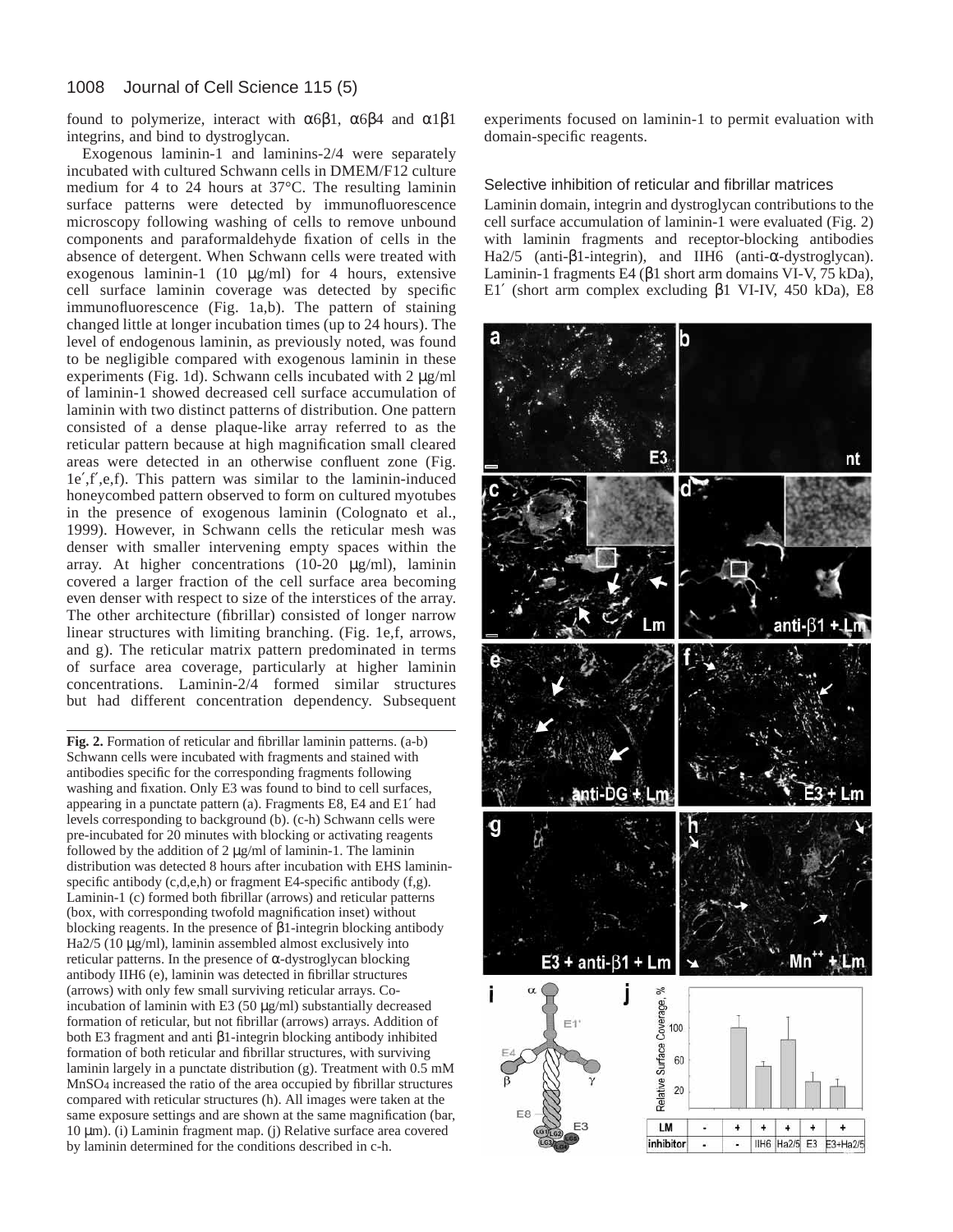found to polymerize, interact with α6β1, α6β4 and α1β1 integrins, and bind to dystroglycan.

Exogenous laminin-1 and laminins-2/4 were separately incubated with cultured Schwann cells in DMEM/F12 culture medium for 4 to 24 hours at 37°C. The resulting laminin surface patterns were detected by immunofluorescence microscopy following washing of cells to remove unbound components and paraformaldehyde fixation of cells in the absence of detergent. When Schwann cells were treated with exogenous laminin-1 (10 μg/ml) for 4 hours, extensive cell surface laminin coverage was detected by specific immunofluorescence (Fig. 1a,b). The pattern of staining changed little at longer incubation times (up to 24 hours). The level of endogenous laminin, as previously noted, was found to be negligible compared with exogenous laminin in these experiments (Fig. 1d). Schwann cells incubated with 2 μg/ml of laminin-1 showed decreased cell surface accumulation of laminin with two distinct patterns of distribution. One pattern consisted of a dense plaque-like array referred to as the reticular pattern because at high magnification small cleared areas were detected in an otherwise confluent zone (Fig. 1e′,f′,e,f). This pattern was similar to the laminin-induced honeycombed pattern observed to form on cultured myotubes in the presence of exogenous laminin (Colognato et al., 1999). However, in Schwann cells the reticular mesh was denser with smaller intervening empty spaces within the array. At higher concentrations (10-20 μg/ml), laminin covered a larger fraction of the cell surface area becoming even denser with respect to size of the interstices of the array. The other architecture (fibrillar) consisted of longer narrow linear structures with limiting branching. (Fig. 1e,f, arrows, and g). The reticular matrix pattern predominated in terms of surface area coverage, particularly at higher laminin concentrations. Laminin-2/4 formed similar structures but had different concentration dependency. Subsequent experiments focused on laminin-1 to permit evaluation with domain-specific reagents.

### Selective inhibition of reticular and fibrillar matrices

Laminin domain, integrin and dystroglycan contributions to the cell surface accumulation of laminin-1 were evaluated (Fig. 2) with laminin fragments and receptor-blocking antibodies Ha2/5 (anti-β1-integrin), and IIH6 (anti-α-dystroglycan). Laminin-1 fragments E4 (β1 short arm domains VI-V, 75 kDa), E1′ (short arm complex excluding β1 VI-IV, 450 kDa), E8

**Fig. 2.** Formation of reticular and fibrillar laminin patterns. (a-b) Schwann cells were incubated with fragments and stained with antibodies specific for the corresponding fragments following washing and fixation. Only E3 was found to bind to cell surfaces, appearing in a punctate pattern (a). Fragments E8, E4 and E1′ had levels corresponding to background (b). (c-h) Schwann cells were pre-incubated for 20 minutes with blocking or activating reagents followed by the addition of 2 μg/ml of laminin-1. The laminin distribution was detected 8 hours after incubation with EHS laminin-specific antibody (c,d,e,h) or fragment E4-specific antibody (f,g). Laminin-1 (c) formed both fibrillar (arrows) and reticular patterns (box, with corresponding twofold magnification inset) without blocking reagents. In the presence of β1-integrin blocking antibody Ha2/5 (10 μg/ml), laminin assembled almost exclusively into reticular patterns. In the presence of α-dystroglycan blocking antibody IIH6 (e), laminin was detected in fibrillar structures (arrows) with only few small surviving reticular arrays. Co-incubation of laminin with E3 (50 μg/ml) substantially decreased formation of reticular, but not fibrillar (arrows) arrays. Addition of both E3 fragment and anti β1-integrin blocking antibody inhibited formation of both reticular and fibrillar structures, with surviving laminin largely in a punctate distribution (g). Treatment with 0.5 mM $MnSO_4$ increased the ratio of the area occupied by fibrillar structures compared with reticular structures (h). All images were taken at the same exposure settings and are shown at the same magnification (bar, 10 μm). (i) Laminin fragment map. (j) Relative surface area covered by laminin determined for the conditions described in c-h.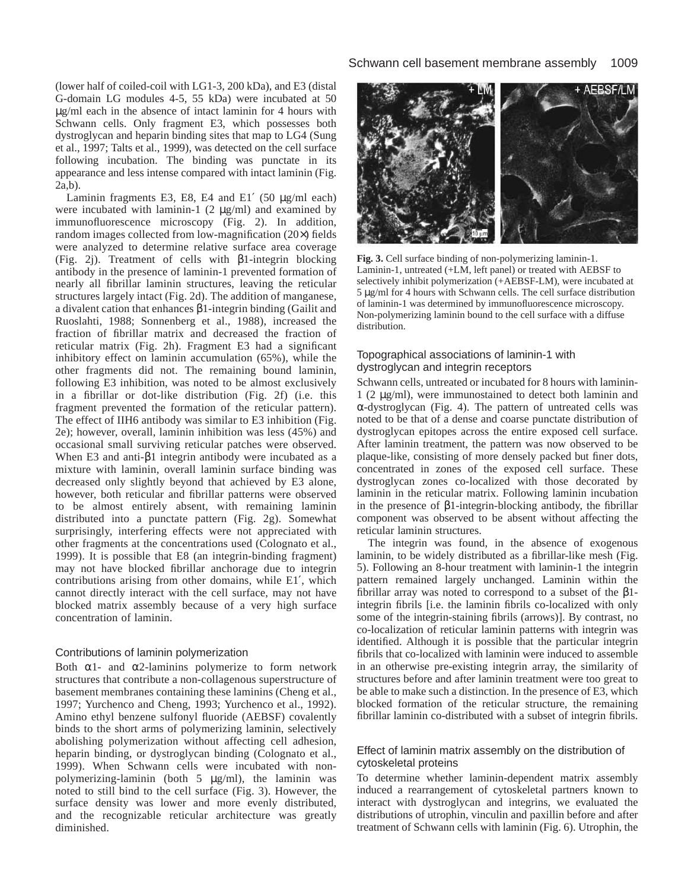(lower half of coiled-coil with LG1-3, 200 kDa), and E3 (distal G-domain LG modules 4-5, 55 kDa) were incubated at 50 μg/ml each in the absence of intact laminin for 4 hours with Schwann cells. Only fragment E3, which possesses both dystroglycan and heparin binding sites that map to LG4 (Sung et al., 1997; Talts et al., 1999), was detected on the cell surface following incubation. The binding was punctate in its appearance and less intense compared with intact laminin (Fig. 2a,b).

Laminin fragments E3, E8, E4 and E1′ (50 μg/ml each) were incubated with laminin-1 (2 μg/ml) and examined by immunofluorescence microscopy (Fig. 2). In addition, random images collected from low-magnification (20×) fields were analyzed to determine relative surface area coverage (Fig. 2j). Treatment of cells with β1-integrin blocking antibody in the presence of laminin-1 prevented formation of nearly all fibrillar laminin structures, leaving the reticular structures largely intact (Fig. 2d). The addition of manganese, a divalent cation that enhances β1-integrin binding (Gailit and Ruoslahti, 1988; Sonnenberg et al., 1988), increased the fraction of fibrillar matrix and decreased the fraction of reticular matrix (Fig. 2h). Fragment E3 had a significant inhibitory effect on laminin accumulation (65%), while the other fragments did not. The remaining bound laminin, following E3 inhibition, was noted to be almost exclusively in a fibrillar or dot-like distribution (Fig. 2f) (i.e. this fragment prevented the formation of the reticular pattern). The effect of IIH6 antibody was similar to E3 inhibition (Fig. 2e); however, overall, laminin inhibition was less (45%) and occasional small surviving reticular patches were observed. When E3 and anti-β1 integrin antibody were incubated as a mixture with laminin, overall laminin surface binding was decreased only slightly beyond that achieved by E3 alone, however, both reticular and fibrillar patterns were observed to be almost entirely absent, with remaining laminin distributed into a punctate pattern (Fig. 2g). Somewhat surprisingly, interfering effects were not appreciated with other fragments at the concentrations used (Colognato et al., 1999). It is possible that E8 (an integrin-binding fragment) may not have blocked fibrillar anchorage due to integrin contributions arising from other domains, while E1′, which cannot directly interact with the cell surface, may not have blocked matrix assembly because of a very high surface concentration of laminin.

### Contributions of laminin polymerization

Both α1- and α2-laminins polymerize to form network structures that contribute a non-collagenous superstructure of basement membranes containing these laminins (Cheng et al., 1997; Yurchenco and Cheng, 1993; Yurchenco et al., 1992). Amino ethyl benzene sulfonyl fluoride (AEBSF) covalently binds to the short arms of polymerizing laminin, selectively abolishing polymerization without affecting cell adhesion, heparin binding, or dystroglycan binding (Colognato et al., 1999). When Schwann cells were incubated with non-polymerizing-laminin (both 5 μg/ml), the laminin was noted to still bind to the cell surface (Fig. 3). However, the surface density was lower and more evenly distributed, and the recognizable reticular architecture was greatly diminished.

**Fig. 3.** Cell surface binding of non-polymerizing laminin-1. Laminin-1, untreated (+LM, left panel) or treated with AEBSF to selectively inhibit polymerization (+AEBSF-LM), were incubated at 5 μg/ml for 4 hours with Schwann cells. The cell surface distribution of laminin-1 was determined by immunofluorescence microscopy. Non-polymerizing laminin bound to the cell surface with a diffuse distribution.

### Topographical associations of laminin-1 with dystroglycan and integrin receptors

Schwann cells, untreated or incubated for 8 hours with laminin-1 (2 μg/ml), were immunostained to detect both laminin and α-dystroglycan (Fig. 4). The pattern of untreated cells was noted to be that of a dense and coarse punctate distribution of dystroglycan epitopes across the entire exposed cell surface. After laminin treatment, the pattern was now observed to be plaque-like, consisting of more densely packed but finer dots, concentrated in zones of the exposed cell surface. These dystroglycan zones co-localized with those decorated by laminin in the reticular matrix. Following laminin incubation in the presence of β1-integrin-blocking antibody, the fibrillar component was observed to be absent without affecting the reticular laminin structures.

The integrin was found, in the absence of exogenous laminin, to be widely distributed as a fibrillar-like mesh (Fig. 5). Following an 8-hour treatment with laminin-1 the integrin pattern remained largely unchanged. Laminin within the fibrillar array was noted to correspond to a subset of the β1-integrin fibrils [i.e. the laminin fibrils co-localized with only some of the integrin-staining fibrils (arrows)]. By contrast, no co-localization of reticular laminin patterns with integrin was identified. Although it is possible that the particular integrin fibrils that co-localized with laminin were induced to assemble in an otherwise pre-existing integrin array, the similarity of structures before and after laminin treatment were too great to be able to make such a distinction. In the presence of E3, which blocked formation of the reticular structure, the remaining fibrillar laminin co-distributed with a subset of integrin fibrils.

### Effect of laminin matrix assembly on the distribution of cytoskeletal proteins

To determine whether laminin-dependent matrix assembly induced a rearrangement of cytoskeletal partners known to interact with dystroglycan and integrins, we evaluated the distributions of utrophin, vinculin and paxillin before and after treatment of Schwann cells with laminin (Fig. 6). Utrophin, the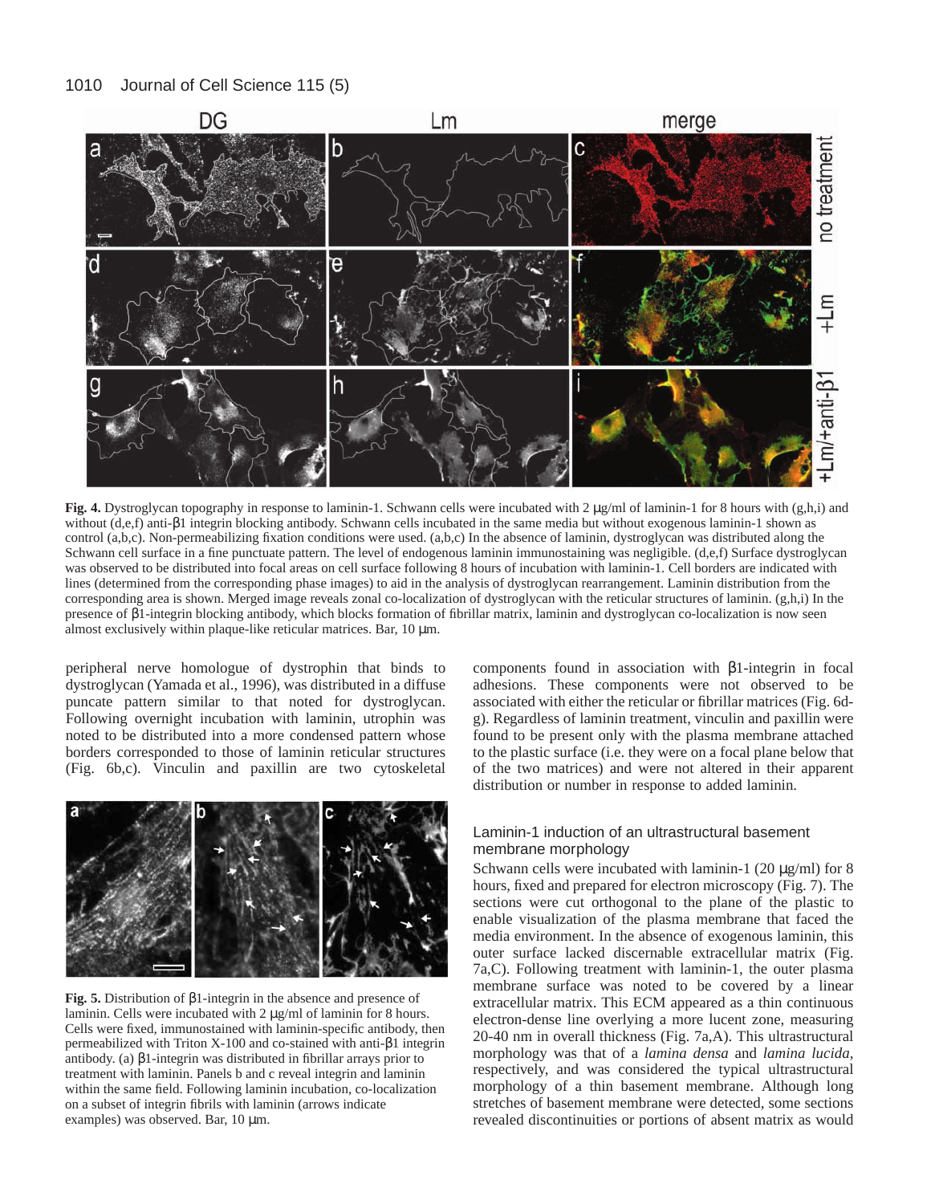**Fig. 4.** Dystroglycan topography in response to laminin-1. Schwann cells were incubated with 2 μg/ml of laminin-1 for 8 hours with (g,h,i) and without (d,e,f) anti-β1 integrin blocking antibody. Schwann cells incubated in the same media but without exogenous laminin-1 shown as control (a,b,c). Non-permeabilizing fixation conditions were used. (a,b,c) In the absence of laminin, dystroglycan was distributed along the Schwann cell surface in a fine punctuate pattern. The level of endogenous laminin immunostaining was negligible. (d,e,f) Surface dystroglycan was observed to be distributed into focal areas on cell surface following 8 hours of incubation with laminin-1. Cell borders are indicated with lines (determined from the corresponding phase images) to aid in the analysis of dystroglycan rearrangement. Laminin distribution from the corresponding area is shown. Merged image reveals zonal co-localization of dystroglycan with the reticular structures of laminin. (g,h,i) In the presence of β1-integrin blocking antibody, which blocks formation of fibrillar matrix, laminin and dystroglycan co-localization is now seen almost exclusively within plaque-like reticular matrices. Bar, 10 μm.

peripheral nerve homologue of dystrophin that binds to dystroglycan (Yamada et al., 1996), was distributed in a diffuse puncate pattern similar to that noted for dystroglycan. Following overnight incubation with laminin, utrophin was noted to be distributed into a more condensed pattern whose borders corresponded to those of laminin reticular structures (Fig. 6b,c). Vinculin and paxillin are two cytoskeletal components found in association with β1-integrin in focal adhesions. These components were not observed to be associated with either the reticular or fibrillar matrices (Fig. 6d-g). Regardless of laminin treatment, vinculin and paxillin were found to be present only with the plasma membrane attached to the plastic surface (i.e. they were on a focal plane below that of the two matrices) and were not altered in their apparent distribution or number in response to added laminin.

**Fig. 5.** Distribution of β1-integrin in the absence and presence of laminin. Cells were incubated with 2 μg/ml of laminin for 8 hours. Cells were fixed, immunostained with laminin-specific antibody, then permeabilized with Triton X-100 and co-stained with anti-β1 integrin antibody. (a) β1-integrin was distributed in fibrillar arrays prior to treatment with laminin. Panels b and c reveal integrin and laminin within the same field. Following laminin incubation, co-localization on a subset of integrin fibrils with laminin (arrows indicate examples) was observed. Bar, 10 μm.

### Laminin-1 induction of an ultrastructural basement membrane morphology

Schwann cells were incubated with laminin-1 (20 μg/ml) for 8 hours, fixed and prepared for electron microscopy (Fig. 7). The sections were cut orthogonal to the plane of the plastic to enable visualization of the plasma membrane that faced the media environment. In the absence of exogenous laminin, this outer surface lacked discernable extracellular matrix (Fig. 7a,C). Following treatment with laminin-1, the outer plasma membrane surface was noted to be covered by a linear extracellular matrix. This ECM appeared as a thin continuous electron-dense line overlying a more lucent zone, measuring 20-40 nm in overall thickness (Fig. 7a,A). This ultrastructural morphology was that of a *lamina densa* and *lamina lucida*, respectively, and was considered the typical ultrastructural morphology of a thin basement membrane. Although long stretches of basement membrane were detected, some sections revealed discontinuities or portions of absent matrix as would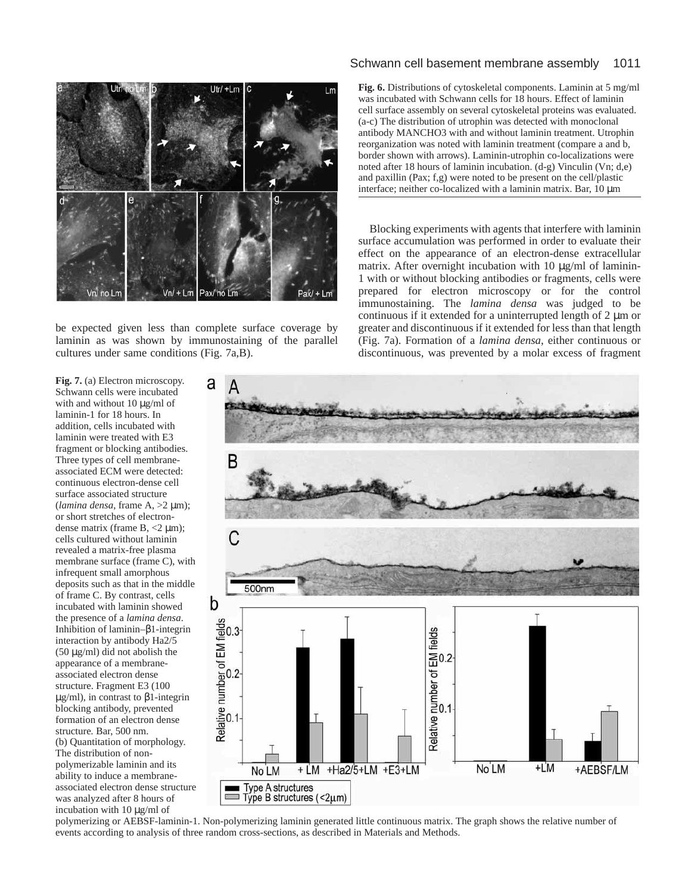**Fig. 6.** Distributions of cytoskeletal components. Laminin at 5 mg/ml was incubated with Schwann cells for 18 hours. Effect of laminin cell surface assembly on several cytoskeletal proteins was evaluated. (a-c) The distribution of utrophin was detected with monoclonal antibody MANCHO3 with and without laminin treatment. Utrophin reorganization was noted with laminin treatment (compare a and b, border shown with arrows). Laminin-utrophin co-localizations were noted after 18 hours of laminin incubation. (d-g) Vinculin (Vn; d,e) and paxillin (Pax; f,g) were noted to be present on the cell/plastic interface; neither co-localized with a laminin matrix. Bar, 10 μm

be expected given less than complete surface coverage by laminin as was shown by immunostaining of the parallel cultures under same conditions (Fig. 7a,B).

Blocking experiments with agents that interfere with laminin surface accumulation was performed in order to evaluate their effect on the appearance of an electron-dense extracellular matrix. After overnight incubation with 10 μg/ml of laminin-1 with or without blocking antibodies or fragments, cells were prepared for electron microscopy or for the control immunostaining. The *lamina densa* was judged to be continuous if it extended for a uninterrupted length of 2 μm or greater and discontinuous if it extended for less than that length (Fig. 7a). Formation of a *lamina densa*, either continuous or discontinuous, was prevented by a molar excess of fragment

**Fig. 7.** (a) Electron microscopy. Schwann cells were incubated with and without 10 μg/ml of laminin-1 for 18 hours. In addition, cells incubated with laminin were treated with E3 fragment or blocking antibodies. Three types of cell membrane-associated ECM were detected: continuous electron-dense cell surface associated structure (*lamina densa*, frame A, >2 μm); or short stretches of electron-dense matrix (frame B, <2 μm); cells cultured without laminin revealed a matrix-free plasma membrane surface (frame C), with infrequent small amorphous deposits such as that in the middle of frame C. By contrast, cells incubated with laminin showed the presence of a *lamina densa*. Inhibition of laminin–β1-integrin interaction by antibody Ha2/5 (50 μg/ml) did not abolish the appearance of a membrane-associated electron dense structure. Fragment E3 (100 μg/ml), in contrast to β1-integrin blocking antibody, prevented formation of an electron dense structure. Bar, 500 nm. (b) Quantitation of morphology. The distribution of non-polymerizable laminin and its ability to induce a membrane-associated electron dense structure was analyzed after 8 hours of incubation with 10 μg/ml of polymerizing or AEBSF-laminin-1. Non-polymerizing laminin generated little continuous matrix. The graph shows the relative number of events according to analysis of three random cross-sections, as described in Materials and Methods.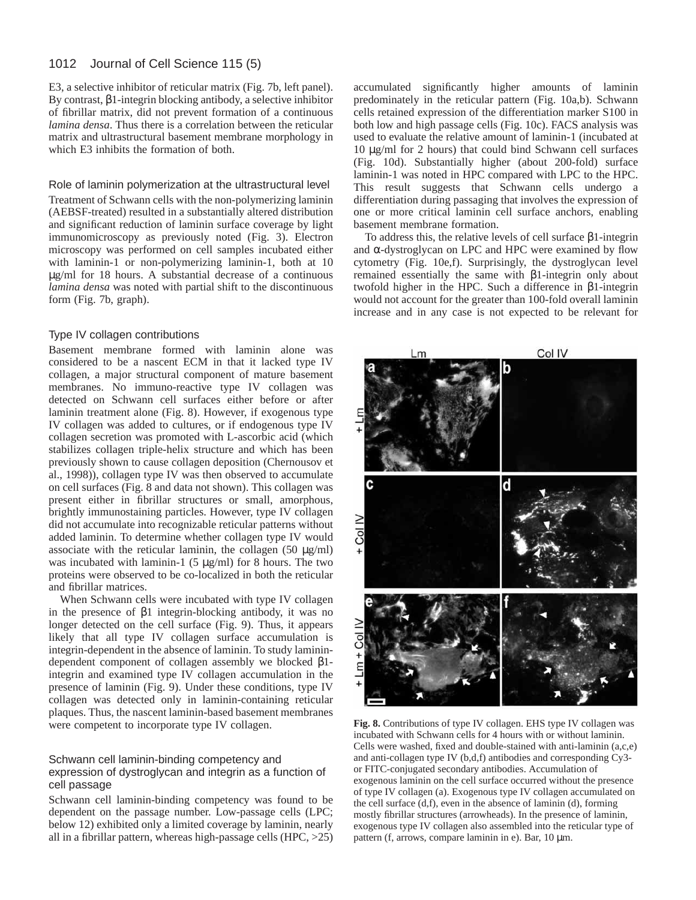E3, a selective inhibitor of reticular matrix (Fig. 7b, left panel). By contrast, β1-integrin blocking antibody, a selective inhibitor of fibrillar matrix, did not prevent formation of a continuous *lamina densa*. Thus there is a correlation between the reticular matrix and ultrastructural basement membrane morphology in which E3 inhibits the formation of both.

### Role of laminin polymerization at the ultrastructural level

Treatment of Schwann cells with the non-polymerizing laminin (AEBSF-treated) resulted in a substantially altered distribution and significant reduction of laminin surface coverage by light immunomicroscopy as previously noted (Fig. 3). Electron microscopy was performed on cell samples incubated either with laminin-1 or non-polymerizing laminin-1, both at 10 μg/ml for 18 hours. A substantial decrease of a continuous *lamina densa* was noted with partial shift to the discontinuous form (Fig. 7b, graph).

### Type IV collagen contributions

Basement membrane formed with laminin alone was considered to be a nascent ECM in that it lacked type IV collagen, a major structural component of mature basement membranes. No immuno-reactive type IV collagen was detected on Schwann cell surfaces either before or after laminin treatment alone (Fig. 8). However, if exogenous type IV collagen was added to cultures, or if endogenous type IV collagen secretion was promoted with L-ascorbic acid (which stabilizes collagen triple-helix structure and which has been previously shown to cause collagen deposition (Chernousov et al., 1998)), collagen type IV was then observed to accumulate on cell surfaces (Fig. 8 and data not shown). This collagen was present either in fibrillar structures or small, amorphous, brightly immunostaining particles. However, type IV collagen did not accumulate into recognizable reticular patterns without added laminin. To determine whether collagen type IV would associate with the reticular laminin, the collagen (50 μg/ml) was incubated with laminin-1 (5 μg/ml) for 8 hours. The two proteins were observed to be co-localized in both the reticular and fibrillar matrices.

When Schwann cells were incubated with type IV collagen in the presence of β1 integrin-blocking antibody, it was no longer detected on the cell surface (Fig. 9). Thus, it appears likely that all type IV collagen surface accumulation is integrin-dependent in the absence of laminin. To study laminin-dependent component of collagen assembly we blocked β1-integrin and examined type IV collagen accumulation in the presence of laminin (Fig. 9). Under these conditions, type IV collagen was detected only in laminin-containing reticular plaques. Thus, the nascent laminin-based basement membranes were competent to incorporate type IV collagen.

### Schwann cell laminin-binding competency and expression of dystroglycan and integrin as a function of cell passage

Schwann cell laminin-binding competency was found to be dependent on the passage number. Low-passage cells (LPC; below 12) exhibited only a limited coverage by laminin, nearly all in a fibrillar pattern, whereas high-passage cells (HPC, >25) accumulated significantly higher amounts of laminin predominately in the reticular pattern (Fig. 10a,b). Schwann cells retained expression of the differentiation marker S100 in both low and high passage cells (Fig. 10c). FACS analysis was used to evaluate the relative amount of laminin-1 (incubated at 10 μg/ml for 2 hours) that could bind Schwann cell surfaces (Fig. 10d). Substantially higher (about 200-fold) surface laminin-1 was noted in HPC compared with LPC to the HPC. This result suggests that Schwann cells undergo a differentiation during passaging that involves the expression of one or more critical laminin cell surface anchors, enabling basement membrane formation.

To address this, the relative levels of cell surface β1-integrin and α-dystroglycan on LPC and HPC were examined by flow cytometry (Fig. 10e,f). Surprisingly, the dystroglycan level remained essentially the same with β1-integrin only about twofold higher in the HPC. Such a difference in β1-integrin would not account for the greater than 100-fold overall laminin increase and in any case is not expected to be relevant for

**Fig. 8.** Contributions of type IV collagen. EHS type IV collagen was incubated with Schwann cells for 4 hours with or without laminin. Cells were washed, fixed and double-stained with anti-laminin (a,c,e) and anti-collagen type IV (b,d,f) antibodies and corresponding Cy3- or FITC-conjugated secondary antibodies. Accumulation of exogenous laminin on the cell surface occurred without the presence of type IV collagen (a). Exogenous type IV collagen accumulated on the cell surface (d,f), even in the absence of laminin (d), forming mostly fibrillar structures (arrowheads). In the presence of laminin, exogenous type IV collagen also assembled into the reticular type of pattern (f, arrows, compare laminin in e). Bar, 10 μm.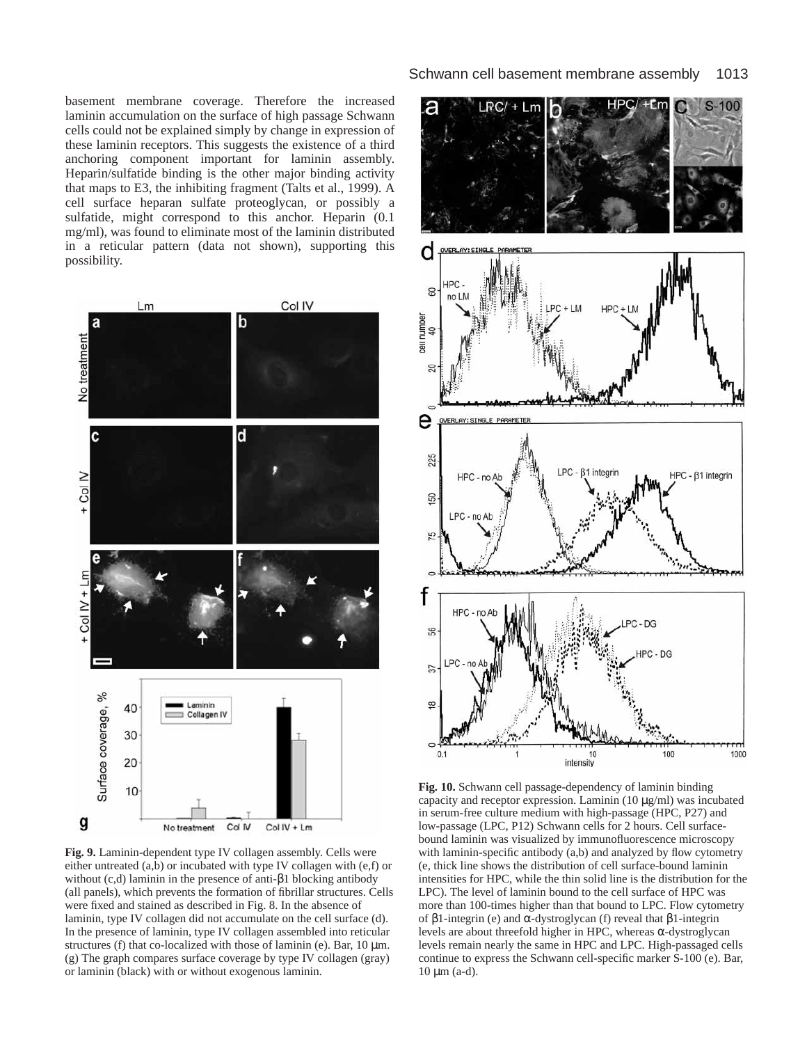basement membrane coverage. Therefore the increased laminin accumulation on the surface of high passage Schwann cells could not be explained simply by change in expression of these laminin receptors. This suggests the existence of a third anchoring component important for laminin assembly. Heparin/sulfatide binding is the other major binding activity that maps to E3, the inhibiting fragment (Talts et al., 1999). A cell surface heparan sulfate proteoglycan, or possibly a sulfatide, might correspond to this anchor. Heparin (0.1 mg/ml), was found to eliminate most of the laminin distributed in a reticular pattern (data not shown), supporting this possibility.

**Fig. 9.** Laminin-dependent type IV collagen assembly. Cells were either untreated (a,b) or incubated with type IV collagen with (e,f) or without (c,d) laminin in the presence of anti-β1 blocking antibody (all panels), which prevents the formation of fibrillar structures. Cells were fixed and stained as described in Fig. 8. In the absence of laminin, type IV collagen did not accumulate on the cell surface (d). In the presence of laminin, type IV collagen assembled into reticular structures (f) that co-localized with those of laminin (e). Bar, 10 μm. (g) The graph compares surface coverage by type IV collagen (gray) or laminin (black) with or without exogenous laminin.

**Fig. 10.** Schwann cell passage-dependency of laminin binding capacity and receptor expression. Laminin (10 μg/ml) was incubated in serum-free culture medium with high-passage (HPC, P27) and low-passage (LPC, P12) Schwann cells for 2 hours. Cell surface-bound laminin was visualized by immunofluorescence microscopy with laminin-specific antibody (a,b) and analyzed by flow cytometry (e, thick line shows the distribution of cell surface-bound laminin intensities for HPC, while the thin solid line is the distribution for the LPC). The level of laminin bound to the cell surface of HPC was more than 100-times higher than that bound to LPC. Flow cytometry of β1-integrin (e) and α-dystroglycan (f) reveal that β1-integrin levels are about threefold higher in HPC, whereas α-dystroglycan levels remain nearly the same in HPC and LPC. High-passaged cells continue to express the Schwann cell-specific marker S-100 (e). Bar, 10 μm (a-d).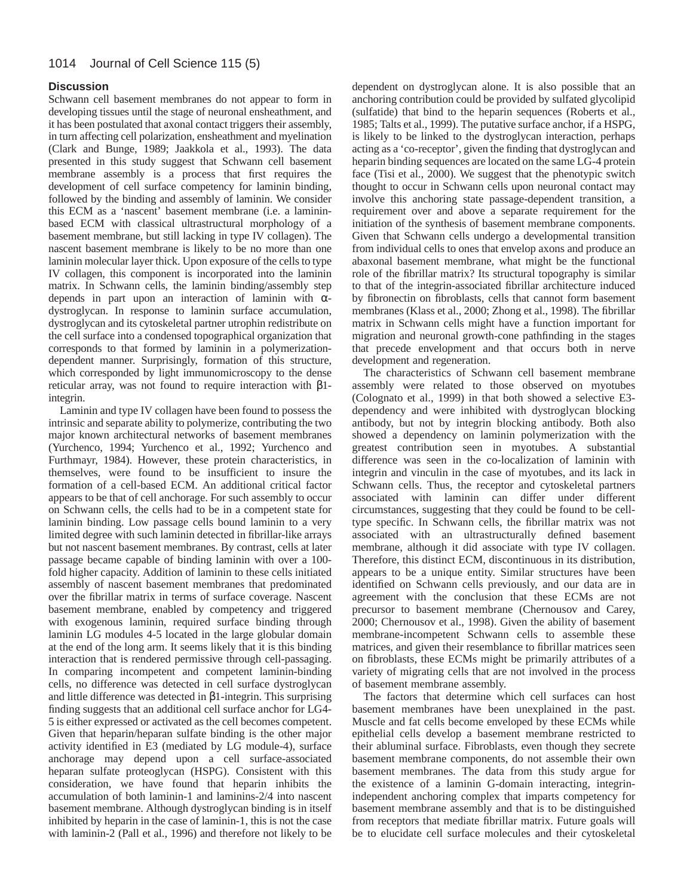## Discussion

Schwann cell basement membranes do not appear to form in developing tissues until the stage of neuronal ensheathment, and it has been postulated that axonal contact triggers their assembly, in turn affecting cell polarization, ensheathment and myelination (Clark and Bunge, 1989; Jaakkola et al., 1993). The data presented in this study suggest that Schwann cell basement membrane assembly is a process that first requires the development of cell surface competency for laminin binding, followed by the binding and assembly of laminin. We consider this ECM as a 'nascent' basement membrane (i.e. a laminin-based ECM with classical ultrastructural morphology of a basement membrane, but still lacking in type IV collagen). The nascent basement membrane is likely to be no more than one laminin molecular layer thick. Upon exposure of the cells to type IV collagen, this component is incorporated into the laminin matrix. In Schwann cells, the laminin binding/assembly step depends in part upon an interaction of laminin with α-dystroglycan. In response to laminin surface accumulation, dystroglycan and its cytoskeletal partner utrophin redistribute on the cell surface into a condensed topographical organization that corresponds to that formed by laminin in a polymerization-dependent manner. Surprisingly, formation of this structure, which corresponded by light immunomicroscopy to the dense reticular array, was not found to require interaction with β1-integrin.

Laminin and type IV collagen have been found to possess the intrinsic and separate ability to polymerize, contributing the two major known architectural networks of basement membranes (Yurchenco, 1994; Yurchenco et al., 1992; Yurchenco and Furthmayr, 1984). However, these protein characteristics, in themselves, were found to be insufficient to insure the formation of a cell-based ECM. An additional critical factor appears to be that of cell anchorage. For such assembly to occur on Schwann cells, the cells had to be in a competent state for laminin binding. Low passage cells bound laminin to a very limited degree with such laminin detected in fibrillar-like arrays but not nascent basement membranes. By contrast, cells at later passage became capable of binding laminin with over a 100-fold higher capacity. Addition of laminin to these cells initiated assembly of nascent basement membranes that predominated over the fibrillar matrix in terms of surface coverage. Nascent basement membrane, enabled by competency and triggered with exogenous laminin, required surface binding through laminin LG modules 4-5 located in the large globular domain at the end of the long arm. It seems likely that it is this binding interaction that is rendered permissive through cell-passaging. In comparing incompetent and competent laminin-binding cells, no difference was detected in cell surface dystroglycan and little difference was detected in β1-integrin. This surprising finding suggests that an additional cell surface anchor for LG4-5 is either expressed or activated as the cell becomes competent. Given that heparin/heparan sulfate binding is the other major activity identified in E3 (mediated by LG module-4), surface anchorage may depend upon a cell surface-associated heparan sulfate proteoglycan (HSPG). Consistent with this consideration, we have found that heparin inhibits the accumulation of both laminin-1 and laminins-2/4 into nascent basement membrane. Although dystroglycan binding is in itself inhibited by heparin in the case of laminin-1, this is not the case with laminin-2 (Pall et al., 1996) and therefore not likely to be dependent on dystroglycan alone. It is also possible that an anchoring contribution could be provided by sulfated glycolipid (sulfatide) that bind to the heparin sequences (Roberts et al., 1985; Talts et al., 1999). The putative surface anchor, if a HSPG, is likely to be linked to the dystroglycan interaction, perhaps acting as a 'co-receptor', given the finding that dystroglycan and heparin binding sequences are located on the same LG-4 protein face (Tisi et al., 2000). We suggest that the phenotypic switch thought to occur in Schwann cells upon neuronal contact may involve this anchoring state passage-dependent transition, a requirement over and above a separate requirement for the initiation of the synthesis of basement membrane components. Given that Schwann cells undergo a developmental transition from individual cells to ones that envelop axons and produce an abaxonal basement membrane, what might be the functional role of the fibrillar matrix? Its structural topography is similar to that of the integrin-associated fibrillar architecture induced by fibronectin on fibroblasts, cells that cannot form basement membranes (Klass et al., 2000; Zhong et al., 1998). The fibrillar matrix in Schwann cells might have a function important for migration and neuronal growth-cone pathfinding in the stages that precede envelopment and that occurs both in nerve development and regeneration.

The characteristics of Schwann cell basement membrane assembly were related to those observed on myotubes (Colognato et al., 1999) in that both showed a selective E3-dependency and were inhibited with dystroglycan blocking antibody, but not by integrin blocking antibody. Both also showed a dependency on laminin polymerization with the greatest contribution seen in myotubes. A substantial difference was seen in the co-localization of laminin with integrin and vinculin in the case of myotubes, and its lack in Schwann cells. Thus, the receptor and cytoskeletal partners associated with laminin can differ under different circumstances, suggesting that they could be found to be cell-type specific. In Schwann cells, the fibrillar matrix was not associated with an ultrastructurally defined basement membrane, although it did associate with type IV collagen. Therefore, this distinct ECM, discontinuous in its distribution, appears to be a unique entity. Similar structures have been identified on Schwann cells previously, and our data are in agreement with the conclusion that these ECMs are not precursor to basement membrane (Chernousov and Carey, 2000; Chernousov et al., 1998). Given the ability of basement membrane-incompetent Schwann cells to assemble these matrices, and given their resemblance to fibrillar matrices seen on fibroblasts, these ECMs might be primarily attributes of a variety of migrating cells that are not involved in the process of basement membrane assembly.

The factors that determine which cell surfaces can host basement membranes have been unexplained in the past. Muscle and fat cells become enveloped by these ECMs while epithelial cells develop a basement membrane restricted to their abluminal surface. Fibroblasts, even though they secrete basement membrane components, do not assemble their own basement membranes. The data from this study argue for the existence of a laminin G-domain interacting, integrin-independent anchoring complex that imparts competency for basement membrane assembly and that is to be distinguished from receptors that mediate fibrillar matrix. Future goals will be to elucidate cell surface molecules and their cytoskeletal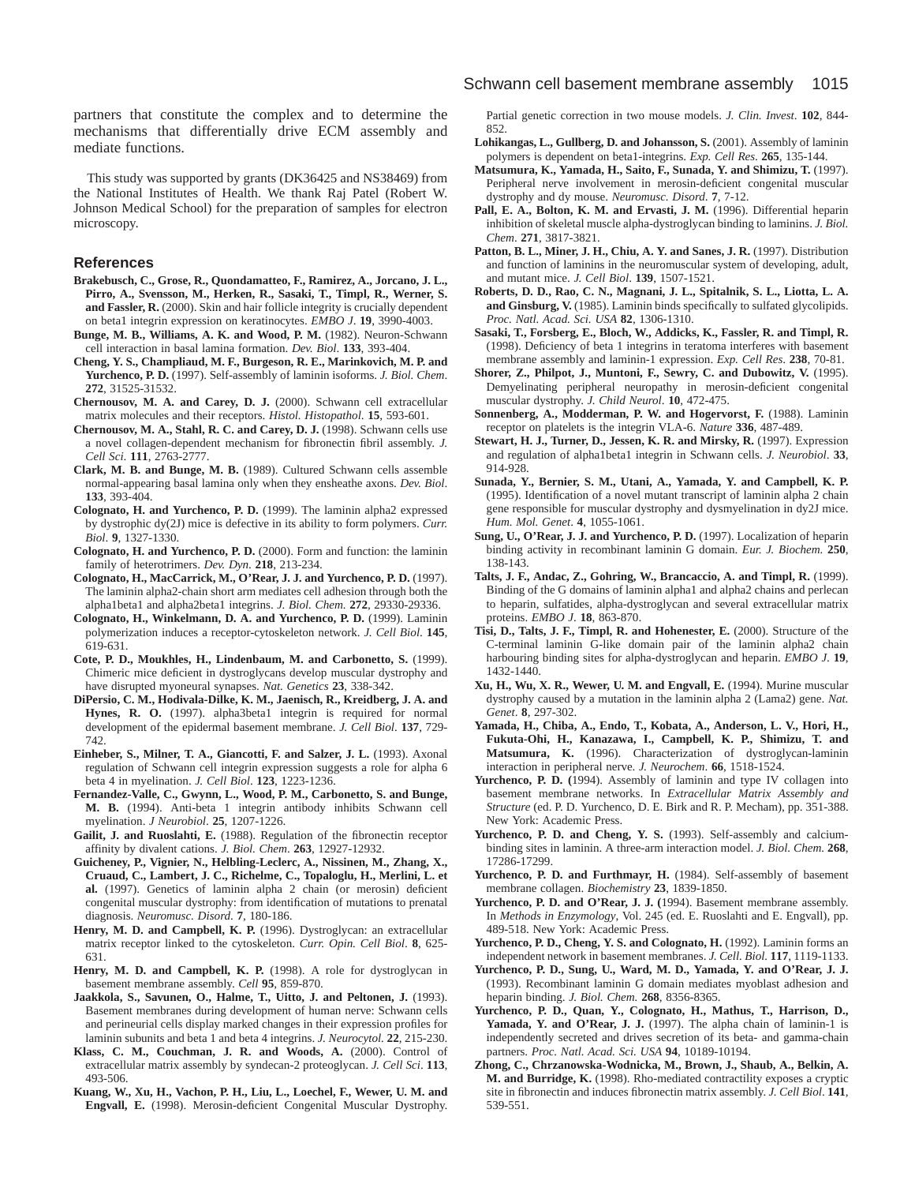partners that constitute the complex and to determine the mechanisms that differentially drive ECM assembly and mediate functions.

This study was supported by grants (DK36425 and NS38469) from the National Institutes of Health. We thank Raj Patel (Robert W. Johnson Medical School) for the preparation of samples for electron microscopy.

## References

**Brakebusch, C., Grose, R., Quondamatteo, F., Ramirez, A., Jorcano, J. L., Pirro, A., Svensson, M., Herken, R., Sasaki, T., Timpl, R., Werner, S. and Fassler, R.** (2000). Skin and hair follicle integrity is crucially dependent on beta1 integrin expression on keratinocytes. *EMBO J*. **19**, 3990-4003.

**Bunge, M. B., Williams, A. K. and Wood, P. M.** (1982). Neuron-Schwann cell interaction in basal lamina formation. *Dev. Biol*. **133**, 393-404.

**Cheng, Y. S., Champliaud, M. F., Burgeson, R. E., Marinkovich, M. P. and Yurchenco, P. D.** (1997). Self-assembly of laminin isoforms. *J. Biol. Chem*. **272**, 31525-31532.

**Chernousov, M. A. and Carey, D. J.** (2000). Schwann cell extracellular matrix molecules and their receptors. *Histol. Histopathol*. **15**, 593-601.

**Chernousov, M. A., Stahl, R. C. and Carey, D. J.** (1998). Schwann cells use a novel collagen-dependent mechanism for fibronectin fibril assembly. *J. Cell Sci.* **111**, 2763-2777.

**Clark, M. B. and Bunge, M. B.** (1989). Cultured Schwann cells assemble normal-appearing basal lamina only when they ensheathe axons. *Dev. Biol*. **133**, 393-404.

**Colognato, H. and Yurchenco, P. D.** (1999). The laminin alpha2 expressed by dystrophic dy(2J) mice is defective in its ability to form polymers. *Curr. Biol*. **9**, 1327-1330.

**Colognato, H. and Yurchenco, P. D.** (2000). Form and function: the laminin family of heterotrimers. *Dev. Dyn*. **218**, 213-234.

**Colognato, H., MacCarrick, M., O'Rear, J. J. and Yurchenco, P. D.** (1997). The laminin alpha2-chain short arm mediates cell adhesion through both the alpha1beta1 and alpha2beta1 integrins. *J. Biol. Chem*. **272**, 29330-29336.

**Colognato, H., Winkelmann, D. A. and Yurchenco, P. D.** (1999). Laminin polymerization induces a receptor-cytoskeleton network. *J. Cell Biol*. **145**, 619-631.

**Cote, P. D., Moukhles, H., Lindenbaum, M. and Carbonetto, S.** (1999). Chimeric mice deficient in dystroglycans develop muscular dystrophy and have disrupted myoneural synapses. *Nat. Genetics* **23**, 338-342.

**DiPersio, C. M., Hodivala-Dilke, K. M., Jaenisch, R., Kreidberg, J. A. and Hynes, R. O.** (1997). alpha3beta1 integrin is required for normal development of the epidermal basement membrane. *J. Cell Biol*. **137**, 729-742.

**Einheber, S., Milner, T. A., Giancotti, F. and Salzer, J. L.** (1993). Axonal regulation of Schwann cell integrin expression suggests a role for alpha 6 beta 4 in myelination. *J. Cell Biol*. **123**, 1223-1236.

**Fernandez-Valle, C., Gwynn, L., Wood, P. M., Carbonetto, S. and Bunge, M. B.** (1994). Anti-beta 1 integrin antibody inhibits Schwann cell myelination. *J Neurobiol*. **25**, 1207-1226.

**Gailit, J. and Ruoslahti, E.** (1988). Regulation of the fibronectin receptor affinity by divalent cations. *J. Biol. Chem*. **263**, 12927-12932.

**Guicheney, P., Vignier, N., Helbling-Leclerc, A., Nissinen, M., Zhang, X., Cruaud, C., Lambert, J. C., Richelme, C., Topaloglu, H., Merlini, L. et al.** (1997). Genetics of laminin alpha 2 chain (or merosin) deficient congenital muscular dystrophy: from identification of mutations to prenatal diagnosis. *Neuromusc. Disord*. **7**, 180-186.

**Henry, M. D. and Campbell, K. P.** (1996). Dystroglycan: an extracellular matrix receptor linked to the cytoskeleton. *Curr. Opin. Cell Biol*. **8**, 625-631.

**Henry, M. D. and Campbell, K. P.** (1998). A role for dystroglycan in basement membrane assembly. *Cell* **95**, 859-870.

**Jaakkola, S., Savunen, O., Halme, T., Uitto, J. and Peltonen, J.** (1993). Basement membranes during development of human nerve: Schwann cells and perineurial cells display marked changes in their expression profiles for laminin subunits and beta 1 and beta 4 integrins. *J. Neurocytol.* **22**, 215-230.

**Klass, C. M., Couchman, J. R. and Woods, A.** (2000). Control of extracellular matrix assembly by syndecan-2 proteoglycan. *J. Cell Sci*. **113**, 493-506.

**Kuang, W., Xu, H., Vachon, P. H., Liu, L., Loechel, F., Wewer, U. M. and Engvall, E.** (1998). Merosin-deficient Congenital Muscular Dystrophy. Partial genetic correction in two mouse models. *J. Clin. Invest*. **102**, 844-852.

**Lohikangas, L., Gullberg, D. and Johansson, S.** (2001). Assembly of laminin polymers is dependent on beta1-integrins. *Exp. Cell Res*. **265**, 135-144.

**Matsumura, K., Yamada, H., Saito, F., Sunada, Y. and Shimizu, T.** (1997). Peripheral nerve involvement in merosin-deficient congenital muscular dystrophy and dy mouse. *Neuromusc. Disord*. **7**, 7-12.

**Pall, E. A., Bolton, K. M. and Ervasti, J. M.** (1996). Differential heparin inhibition of skeletal muscle alpha-dystroglycan binding to laminins. *J. Biol. Chem*. **271**, 3817-3821.

**Patton, B. L., Miner, J. H., Chiu, A. Y. and Sanes, J. R.** (1997). Distribution and function of laminins in the neuromuscular system of developing, adult, and mutant mice. *J. Cell Biol*. **139**, 1507-1521.

**Roberts, D. D., Rao, C. N., Magnani, J. L., Spitalnik, S. L., Liotta, L. A. and Ginsburg, V.** (1985). Laminin binds specifically to sulfated glycolipids. *Proc. Natl. Acad. Sci. USA* **82**, 1306-1310.

**Sasaki, T., Forsberg, E., Bloch, W., Addicks, K., Fassler, R. and Timpl, R.** (1998). Deficiency of beta 1 integrins in teratoma interferes with basement membrane assembly and laminin-1 expression. *Exp. Cell Res*. **238**, 70-81.

**Shorer, Z., Philpot, J., Muntoni, F., Sewry, C. and Dubowitz, V.** (1995). Demyelinating peripheral neuropathy in merosin-deficient congenital muscular dystrophy. *J. Child Neurol*. **10**, 472-475.

**Sonnenberg, A., Modderman, P. W. and Hogervorst, F.** (1988). Laminin receptor on platelets is the integrin VLA-6. *Nature* **336**, 487-489.

**Stewart, H. J., Turner, D., Jessen, K. R. and Mirsky, R.** (1997). Expression and regulation of alpha1beta1 integrin in Schwann cells. *J. Neurobiol*. **33**, 914-928.

**Sunada, Y., Bernier, S. M., Utani, A., Yamada, Y. and Campbell, K. P.** (1995). Identification of a novel mutant transcript of laminin alpha 2 chain gene responsible for muscular dystrophy and dysmyelination in dy2J mice. *Hum. Mol. Genet*. **4**, 1055-1061.

**Sung, U., O'Rear, J. J. and Yurchenco, P. D.** (1997). Localization of heparin binding activity in recombinant laminin G domain. *Eur. J. Biochem.* **250**, 138-143.

**Talts, J. F., Andac, Z., Gohring, W., Brancaccio, A. and Timpl, R.** (1999). Binding of the G domains of laminin alpha1 and alpha2 chains and perlecan to heparin, sulfatides, alpha-dystroglycan and several extracellular matrix proteins. *EMBO J*. **18**, 863-870.

**Tisi, D., Talts, J. F., Timpl, R. and Hohenester, E.** (2000). Structure of the C-terminal laminin G-like domain pair of the laminin alpha2 chain harbouring binding sites for alpha-dystroglycan and heparin. *EMBO J*. **19**, 1432-1440.

**Xu, H., Wu, X. R., Wewer, U. M. and Engvall, E.** (1994). Murine muscular dystrophy caused by a mutation in the laminin alpha 2 (Lama2) gene. *Nat. Genet*. **8**, 297-302.

**Yamada, H., Chiba, A., Endo, T., Kobata, A., Anderson, L. V., Hori, H., Fukuta-Ohi, H., Kanazawa, I., Campbell, K. P., Shimizu, T. and Matsumura, K.** (1996). Characterization of dystroglycan-laminin interaction in peripheral nerve. *J. Neurochem*. **66**, 1518-1524.

**Yurchenco, P. D. (**1994). Assembly of laminin and type IV collagen into basement membrane networks. In *Extracellular Matrix Assembly and Structure* (ed. P. D. Yurchenco, D. E. Birk and R. P. Mecham), pp. 351-388. New York: Academic Press.

**Yurchenco, P. D. and Cheng, Y. S.** (1993). Self-assembly and calcium-binding sites in laminin. A three-arm interaction model. *J. Biol. Chem*. **268**, 17286-17299.

**Yurchenco, P. D. and Furthmayr, H.** (1984). Self-assembly of basement membrane collagen. *Biochemistry* **23**, 1839-1850.

**Yurchenco, P. D. and O'Rear, J. J. (**1994). Basement membrane assembly. In *Methods in Enzymology*, Vol. 245 (ed. E. Ruoslahti and E. Engvall), pp. 489-518. New York: Academic Press.

**Yurchenco, P. D., Cheng, Y. S. and Colognato, H.** (1992). Laminin forms an independent network in basement membranes. *J. Cell. Biol.* **117**, 1119-1133.

**Yurchenco, P. D., Sung, U., Ward, M. D., Yamada, Y. and O'Rear, J. J.** (1993). Recombinant laminin G domain mediates myoblast adhesion and heparin binding. *J. Biol. Chem.* **268**, 8356-8365.

**Yurchenco, P. D., Quan, Y., Colognato, H., Mathus, T., Harrison, D., Yamada, Y. and O'Rear, J. J.** (1997). The alpha chain of laminin-1 is independently secreted and drives secretion of its beta- and gamma-chain partners. *Proc. Natl. Acad. Sci. USA* **94**, 10189-10194.

**Zhong, C., Chrzanowska-Wodnicka, M., Brown, J., Shaub, A., Belkin, A. M. and Burridge, K.** (1998). Rho-mediated contractility exposes a cryptic site in fibronectin and induces fibronectin matrix assembly. *J. Cell Biol*. **141**, 539-551.